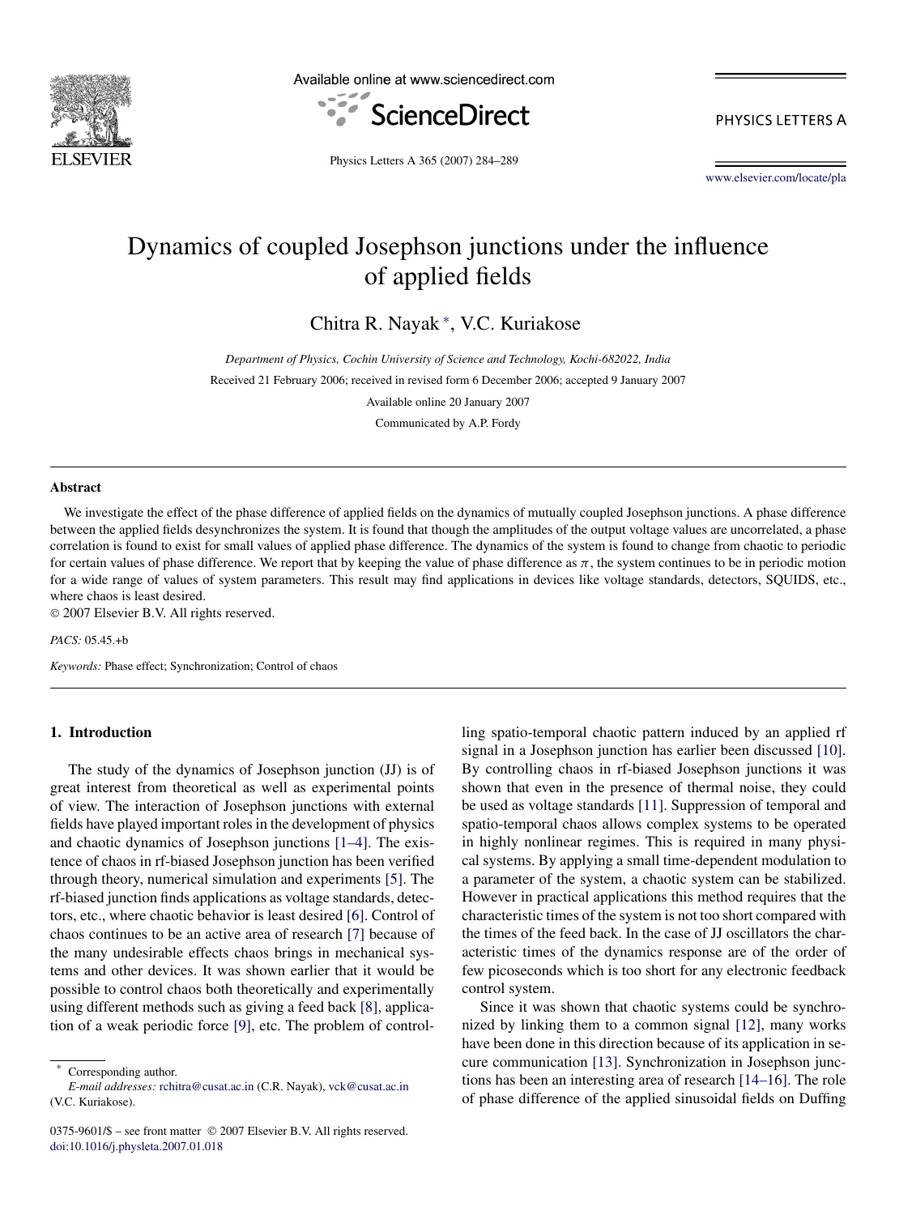# Dynamics of coupled Josephson junctions under the influence of applied fields

Chitra R. Nayak *, V.C. Kuriakose

*Department of Physics, Cochin University of Science and Technology, Kochi-682022, India*

Received 21 February 2006; received in revised form 6 December 2006; accepted 9 January 2007

Available online 20 January 2007

Communicated by A.P. Fordy

## Abstract

We investigate the effect of the phase difference of applied fields on the dynamics of mutually coupled Josephson junctions. A phase difference between the applied fields desynchronizes the system. It is found that though the amplitudes of the output voltage values are uncorrelated, a phase correlation is found to exist for small values of applied phase difference. The dynamics of the system is found to change from chaotic to periodic for certain values of phase difference. We report that by keeping the value of phase difference as $\pi$, the system continues to be in periodic motion for a wide range of values of system parameters. This result may find applications in devices like voltage standards, detectors, SQUIDS, etc., where chaos is least desired.

© 2007 Elsevier B.V. All rights reserved.

*PACS:* 05.45.+b

*Keywords:* Phase effect; Synchronization; Control of chaos

## 1. Introduction

The study of the dynamics of Josephson junction (JJ) is of great interest from theoretical as well as experimental points of view. The interaction of Josephson junctions with external fields have played important roles in the development of physics and chaotic dynamics of Josephson junctions [1–4]. The existence of chaos in rf-biased Josephson junction has been verified through theory, numerical simulation and experiments [5]. The rf-biased junction finds applications as voltage standards, detectors, etc., where chaotic behavior is least desired [6]. Control of chaos continues to be an active area of research [7] because of the many undesirable effects chaos brings in mechanical systems and other devices. It was shown earlier that it would be possible to control chaos both theoretically and experimentally using different methods such as giving a feed back [8], application of a weak periodic force [9], etc. The problem of controlling spatio-temporal chaotic pattern induced by an applied rf signal in a Josephson junction has earlier been discussed [10]. By controlling chaos in rf-biased Josephson junctions it was shown that even in the presence of thermal noise, they could be used as voltage standards [11]. Suppression of temporal and spatio-temporal chaos allows complex systems to be operated in highly nonlinear regimes. This is required in many physical systems. By applying a small time-dependent modulation to a parameter of the system, a chaotic system can be stabilized. However in practical applications this method requires that the characteristic times of the system is not too short compared with the times of the feed back. In the case of JJ oscillators the characteristic times of the dynamics response are of the order of few picoseconds which is too short for any electronic feedback control system.

Since it was shown that chaotic systems could be synchronized by linking them to a common signal [12], many works have been done in this direction because of its application in secure communication [13]. Synchronization in Josephson junctions has been an interesting area of research [14–16]. The role of phase difference of the applied sinusoidal fields on Duffing

* Corresponding author.
*E-mail addresses:* rchitra@cusat.ac.in (C.R. Nayak), vck@cusat.ac.in (V.C. Kuriakose).

0375-9601/$ – see front matter © 2007 Elsevier B.V. All rights reserved.
doi:10.1016/j.physleta.2007.01.018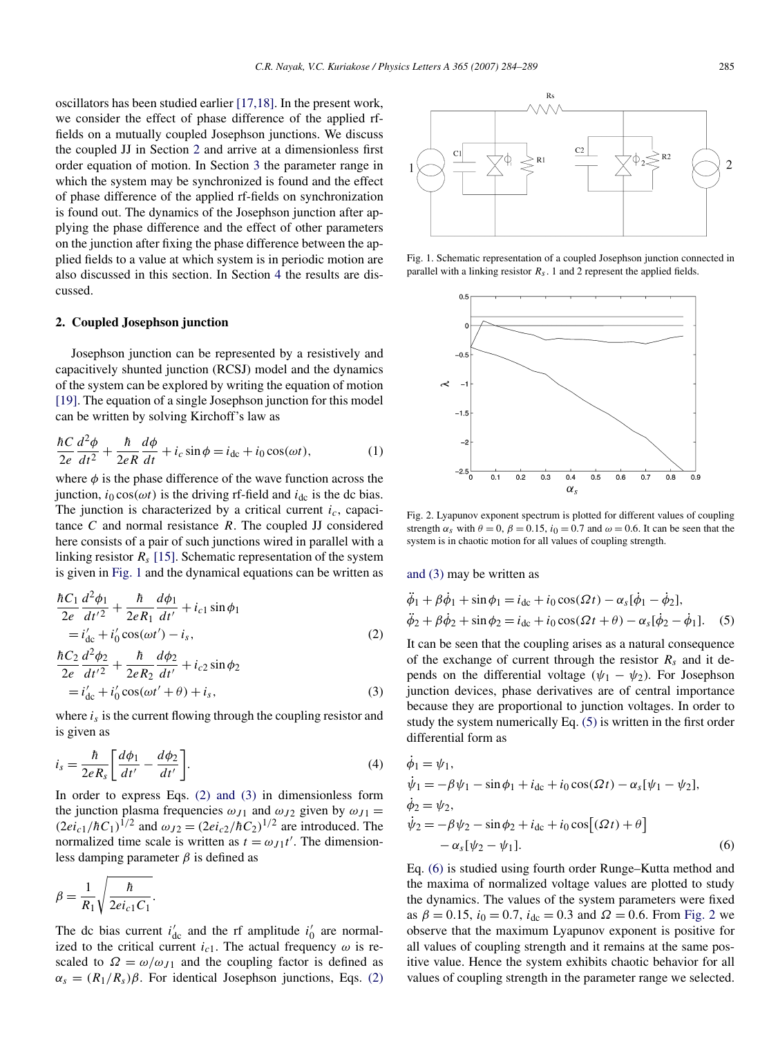oscillators has been studied earlier [17,18]. In the present work, we consider the effect of phase difference of the applied rf-fields on a mutually coupled Josephson junctions. We discuss the coupled JJ in Section 2 and arrive at a dimensionless first order equation of motion. In Section 3 the parameter range in which the system may be synchronized is found and the effect of phase difference of the applied rf-fields on synchronization is found out. The dynamics of the Josephson junction after applying the phase difference and the effect of other parameters on the junction after fixing the phase difference between the applied fields to a value at which system is in periodic motion are also discussed in this section. In Section 4 the results are discussed.

## 2. Coupled Josephson junction

Josephson junction can be represented by a resistively and capacitively shunted junction (RCSJ) model and the dynamics of the system can be explored by writing the equation of motion [19]. The equation of a single Josephson junction for this model can be written by solving Kirchoff's law as

$$\frac{\hbar C}{2e}\frac{d^2\phi}{dt^2} + \frac{\hbar}{2eR}\frac{d\phi}{dt} + i_c \sin\phi = i_{\mathrm{dc}} + i_0 \cos(\omega t), \tag{1}$$

where $\phi$ is the phase difference of the wave function across the junction, $i_0 \cos(\omega t)$ is the driving rf-field and $i_{\mathrm{dc}}$ is the dc bias. The junction is characterized by a critical current $i_c$, capacitance $C$ and normal resistance $R$. The coupled JJ considered here consists of a pair of such junctions wired in parallel with a linking resistor $R_s$ [15]. Schematic representation of the system is given in Fig. 1 and the dynamical equations can be written as

$$\frac{\hbar C_1}{2e}\frac{d^2\phi_1}{dt'^2} + \frac{\hbar}{2eR_1}\frac{d\phi_1}{dt'} + i_{c1}\sin\phi_1 = i'_{\mathrm{dc}} + i'_0\cos(\omega t') - i_s, \tag{2}$$

$$\frac{\hbar C_2}{2e}\frac{d^2\phi_2}{dt'^2} + \frac{\hbar}{2eR_2}\frac{d\phi_2}{dt'} + i_{c2}\sin\phi_2 = i'_{\mathrm{dc}} + i'_0\cos(\omega t' + \theta) + i_s, \tag{3}$$

where $i_s$ is the current flowing through the coupling resistor and is given as

$$i_s = \frac{\hbar}{2eR_s}\left[\frac{d\phi_1}{dt'} - \frac{d\phi_2}{dt'}\right]. \tag{4}$$

In order to express Eqs. (2) and (3) in dimensionless form the junction plasma frequencies $\omega_{J1}$ and $\omega_{J2}$ given by $\omega_{J1} = (2ei_{c1}/\hbar C_1)^{1/2}$ and $\omega_{J2} = (2ei_{c2}/\hbar C_2)^{1/2}$ are introduced. The normalized time scale is written as $t = \omega_{J1}t'$. The dimensionless damping parameter $\beta$ is defined as

$$\beta = \frac{1}{R_1}\sqrt{\frac{\hbar}{2ei_{c1}C_1}}.$$

The dc bias current $i'_{\mathrm{dc}}$ and the rf amplitude $i'_0$ are normalized to the critical current $i_{c1}$. The actual frequency $\omega$ is rescaled to $\Omega = \omega/\omega_{J1}$ and the coupling factor is defined as $\alpha_s = (R_1/R_s)\beta$. For identical Josephson junctions, Eqs. (2) and (3) may be written as

$$\ddot{\phi}_1 + \beta\dot{\phi}_1 + \sin\phi_1 = i_{\mathrm{dc}} + i_0\cos(\Omega t) - \alpha_s[\dot{\phi}_1 - \dot{\phi}_2],$$
$$\ddot{\phi}_2 + \beta\dot{\phi}_2 + \sin\phi_2 = i_{\mathrm{dc}} + i_0\cos(\Omega t + \theta) - \alpha_s[\dot{\phi}_2 - \dot{\phi}_1]. \tag{5}$$

It can be seen that the coupling arises as a natural consequence of the exchange of current through the resistor $R_s$ and it depends on the differential voltage $(\psi_1 - \psi_2)$. For Josephson junction devices, phase derivatives are of central importance because they are proportional to junction voltages. In order to study the system numerically Eq. (5) is written in the first order differential form as

$$\dot{\phi}_1 = \psi_1,$$
$$\dot{\psi}_1 = -\beta\psi_1 - \sin\phi_1 + i_{\mathrm{dc}} + i_0\cos(\Omega t) - \alpha_s[\psi_1 - \psi_2],$$
$$\dot{\phi}_2 = \psi_2,$$
$$\dot{\psi}_2 = -\beta\psi_2 - \sin\phi_2 + i_{\mathrm{dc}} + i_0\cos\left[(\Omega t) + \theta\right] - \alpha_s[\psi_2 - \psi_1]. \tag{6}$$

Eq. (6) is studied using fourth order Runge–Kutta method and the maxima of normalized voltage values are plotted to study the dynamics. The values of the system parameters were fixed as $\beta = 0.15$, $i_0 = 0.7$, $i_{\mathrm{dc}} = 0.3$ and $\Omega = 0.6$. From Fig. 2 we observe that the maximum Lyapunov exponent is positive for all values of coupling strength and it remains at the same positive value. Hence the system exhibits chaotic behavior for all values of coupling strength in the parameter range we selected.

Fig. 1. Schematic representation of a coupled Josephson junction connected in parallel with a linking resistor $R_s$. 1 and 2 represent the applied fields.

Fig. 2. Lyapunov exponent spectrum is plotted for different values of coupling strength $\alpha_s$ with $\theta = 0$, $\beta = 0.15$, $i_0 = 0.7$ and $\omega = 0.6$. It can be seen that the system is in chaotic motion for all values of coupling strength.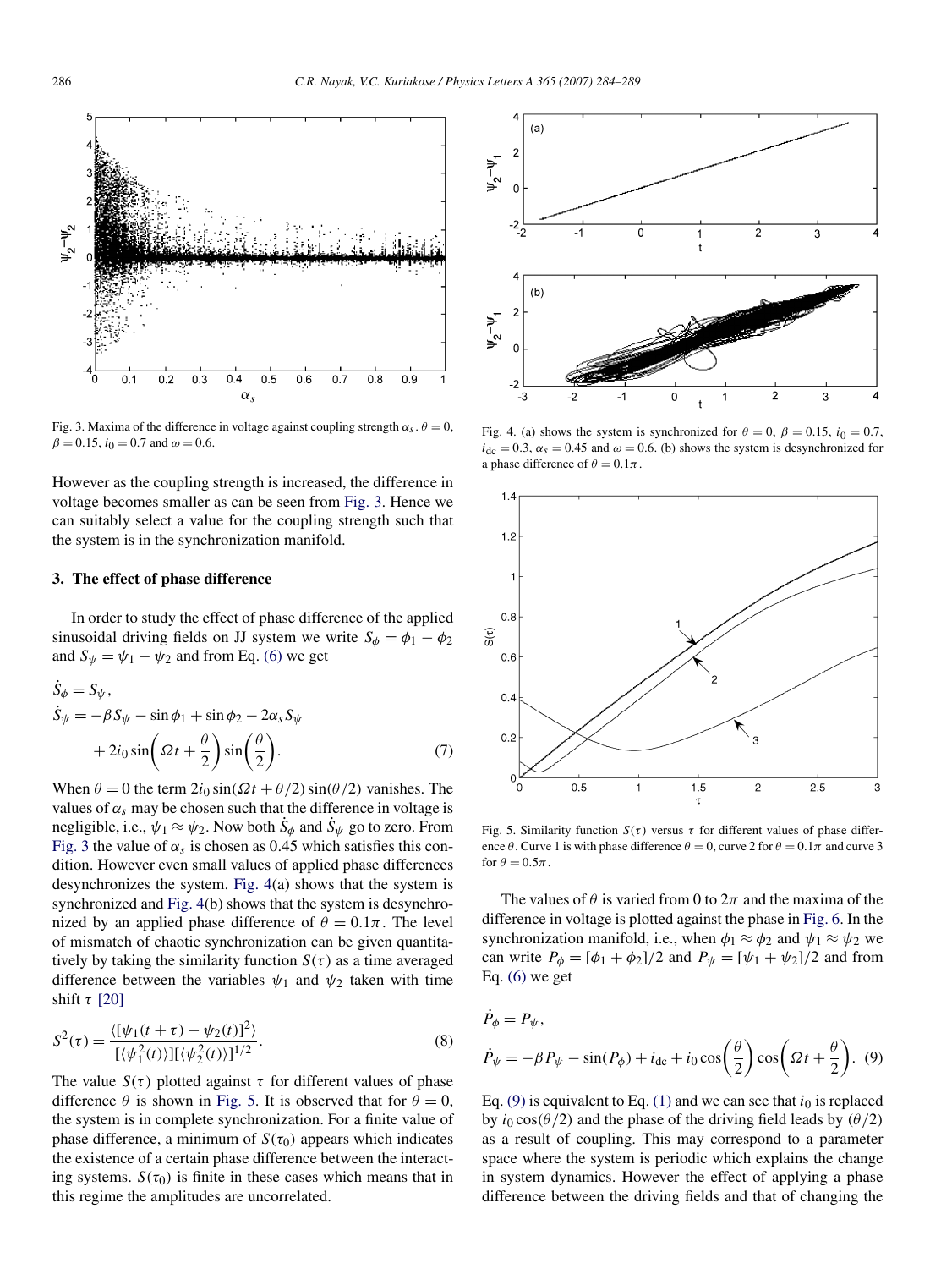Fig. 3. Maxima of the difference in voltage against coupling strength $\alpha_s$. $\theta = 0$, $\beta = 0.15$, $i_0 = 0.7$ and $\omega = 0.6$.

However as the coupling strength is increased, the difference in voltage becomes smaller as can be seen from Fig. 3. Hence we can suitably select a value for the coupling strength such that the system is in the synchronization manifold.

## 3. The effect of phase difference

In order to study the effect of phase difference of the applied sinusoidal driving fields on JJ system we write $S_\phi = \phi_1 - \phi_2$ and $S_\psi = \psi_1 - \psi_2$ and from Eq. (6) we get

$$\dot{S}_\phi = S_\psi,$$

$$\dot{S}_\psi = -\beta S_\psi - \sin\phi_1 + \sin\phi_2 - 2\alpha_s S_\psi + 2i_0 \sin\left(\Omega t + \frac{\theta}{2}\right)\sin\left(\frac{\theta}{2}\right). \quad (7)$$

When $\theta = 0$ the term $2i_0 \sin(\Omega t + \theta/2)\sin(\theta/2)$ vanishes. The values of $\alpha_s$ may be chosen such that the difference in voltage is negligible, i.e., $\psi_1 \approx \psi_2$. Now both $\dot{S}_\phi$ and $\dot{S}_\psi$ go to zero. From Fig. 3 the value of $\alpha_s$ is chosen as 0.45 which satisfies this condition. However even small values of applied phase differences desynchronizes the system. Fig. 4(a) shows that the system is synchronized and Fig. 4(b) shows that the system is desynchronized by an applied phase difference of $\theta = 0.1\pi$. The level of mismatch of chaotic synchronization can be given quantitatively by taking the similarity function $S(\tau)$ as a time averaged difference between the variables $\psi_1$ and $\psi_2$ taken with time shift $\tau$ [20]

$$S^2(\tau) = \frac{\langle[\psi_1(t+\tau) - \psi_2(t)]^2\rangle}{[\langle\psi_1^2(t)\rangle][\langle\psi_2^2(t)\rangle]^{1/2}}. \quad (8)$$

The value $S(\tau)$ plotted against $\tau$ for different values of phase difference $\theta$ is shown in Fig. 5. It is observed that for $\theta = 0$, the system is in complete synchronization. For a finite value of phase difference, a minimum of $S(\tau_0)$ appears which indicates the existence of a certain phase difference between the interacting systems. $S(\tau_0)$ is finite in these cases which means that in this regime the amplitudes are uncorrelated.

Fig. 4. (a) shows the system is synchronized for $\theta = 0$, $\beta = 0.15$, $i_0 = 0.7$, $i_{dc} = 0.3$, $\alpha_s = 0.45$ and $\omega = 0.6$. (b) shows the system is desynchronized for a phase difference of $\theta = 0.1\pi$.

Fig. 5. Similarity function $S(\tau)$ versus $\tau$ for different values of phase difference $\theta$. Curve 1 is with phase difference $\theta = 0$, curve 2 for $\theta = 0.1\pi$ and curve 3 for $\theta = 0.5\pi$.

The values of $\theta$ is varied from 0 to $2\pi$ and the maxima of the difference in voltage is plotted against the phase in Fig. 6. In the synchronization manifold, i.e., when $\phi_1 \approx \phi_2$ and $\psi_1 \approx \psi_2$ we can write $P_\phi = [\phi_1 + \phi_2]/2$ and $P_\psi = [\psi_1 + \psi_2]/2$ and from Eq. (6) we get

$$\dot{P}_\phi = P_\psi,$$

$$\dot{P}_\psi = -\beta P_\psi - \sin(P_\phi) + i_{dc} + i_0 \cos\left(\frac{\theta}{2}\right)\cos\left(\Omega t + \frac{\theta}{2}\right). \quad (9)$$

Eq. (9) is equivalent to Eq. (1) and we can see that $i_0$ is replaced by $i_0 \cos(\theta/2)$ and the phase of the driving field leads by $(\theta/2)$ as a result of coupling. This may correspond to a parameter space where the system is periodic which explains the change in system dynamics. However the effect of applying a phase difference between the driving fields and that of changing the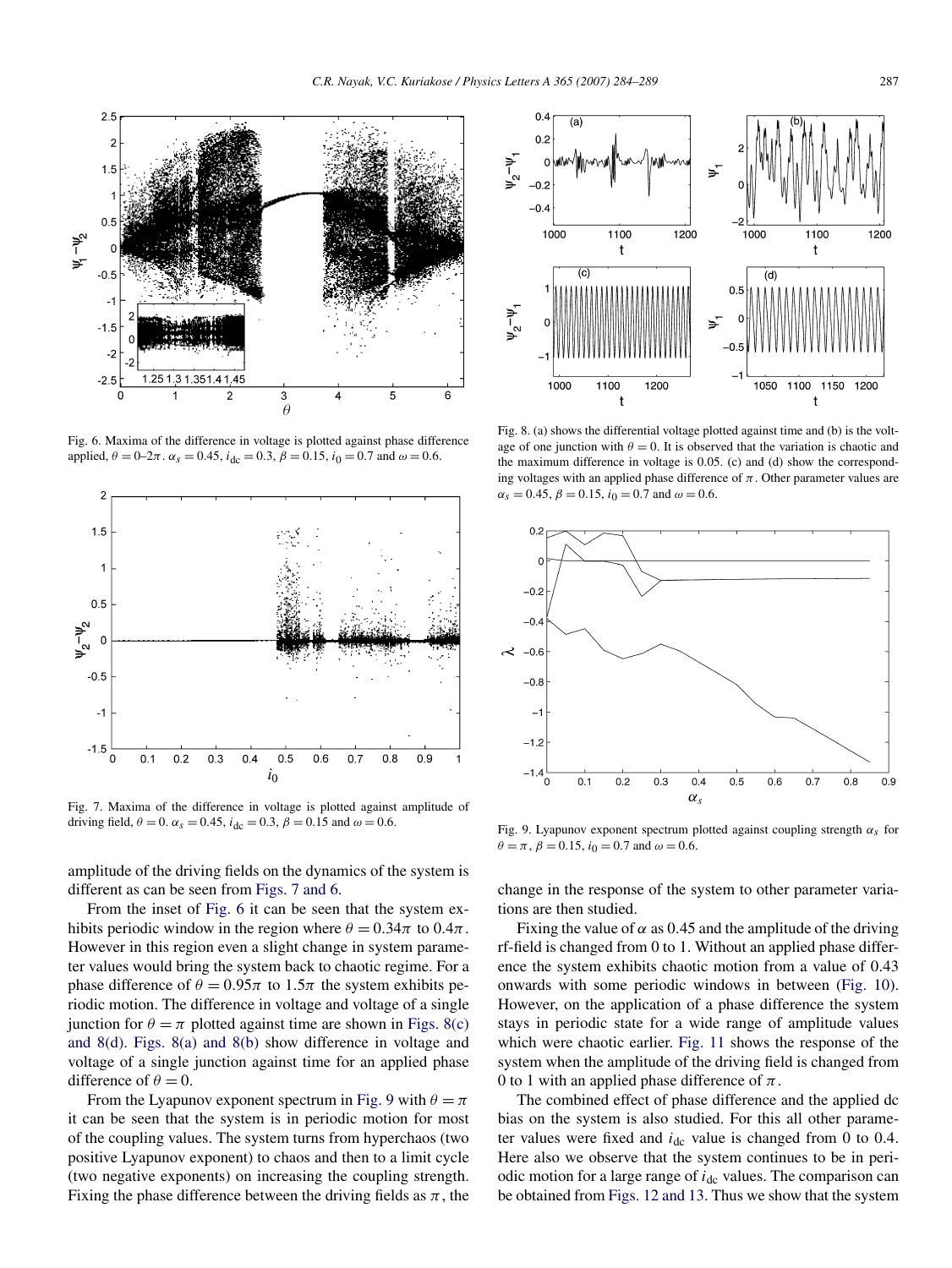Fig. 6. Maxima of the difference in voltage is plotted against phase difference applied, $\theta = 0$–$2\pi$. $\alpha_s = 0.45$, $i_{dc} = 0.3$, $\beta = 0.15$, $i_0 = 0.7$ and $\omega = 0.6$.

Fig. 7. Maxima of the difference in voltage is plotted against amplitude of driving field, $\theta = 0$. $\alpha_s = 0.45$, $i_{dc} = 0.3$, $\beta = 0.15$ and $\omega = 0.6$.

Fig. 8. (a) shows the differential voltage plotted against time and (b) is the voltage of one junction with $\theta = 0$. It is observed that the variation is chaotic and the maximum difference in voltage is 0.05. (c) and (d) show the corresponding voltages with an applied phase difference of $\pi$. Other parameter values are $\alpha_s = 0.45$, $\beta = 0.15$, $i_0 = 0.7$ and $\omega = 0.6$.

Fig. 9. Lyapunov exponent spectrum plotted against coupling strength $\alpha_s$ for $\theta = \pi$, $\beta = 0.15$, $i_0 = 0.7$ and $\omega = 0.6$.

amplitude of the driving fields on the dynamics of the system is different as can be seen from Figs. 7 and 6.

From the inset of Fig. 6 it can be seen that the system exhibits periodic window in the region where $\theta = 0.34\pi$ to $0.4\pi$. However in this region even a slight change in system parameter values would bring the system back to chaotic regime. For a phase difference of $\theta = 0.95\pi$ to $1.5\pi$ the system exhibits periodic motion. The difference in voltage and voltage of a single junction for $\theta = \pi$ plotted against time are shown in Figs. 8(c) and 8(d). Figs. 8(a) and 8(b) show difference in voltage and voltage of a single junction against time for an applied phase difference of $\theta = 0$.

From the Lyapunov exponent spectrum in Fig. 9 with $\theta = \pi$ it can be seen that the system is in periodic motion for most of the coupling values. The system turns from hyperchaos (two positive Lyapunov exponent) to chaos and then to a limit cycle (two negative exponents) on increasing the coupling strength. Fixing the phase difference between the driving fields as $\pi$, the change in the response of the system to other parameter variations are then studied.

Fixing the value of $\alpha$ as 0.45 and the amplitude of the driving rf-field is changed from 0 to 1. Without an applied phase difference the system exhibits chaotic motion from a value of 0.43 onwards with some periodic windows in between (Fig. 10). However, on the application of a phase difference the system stays in periodic state for a wide range of amplitude values which were chaotic earlier. Fig. 11 shows the response of the system when the amplitude of the driving field is changed from 0 to 1 with an applied phase difference of $\pi$.

The combined effect of phase difference and the applied dc bias on the system is also studied. For this all other parameter values were fixed and $i_{dc}$ value is changed from 0 to 0.4. Here also we observe that the system continues to be in periodic motion for a large range of $i_{dc}$ values. The comparison can be obtained from Figs. 12 and 13. Thus we show that the system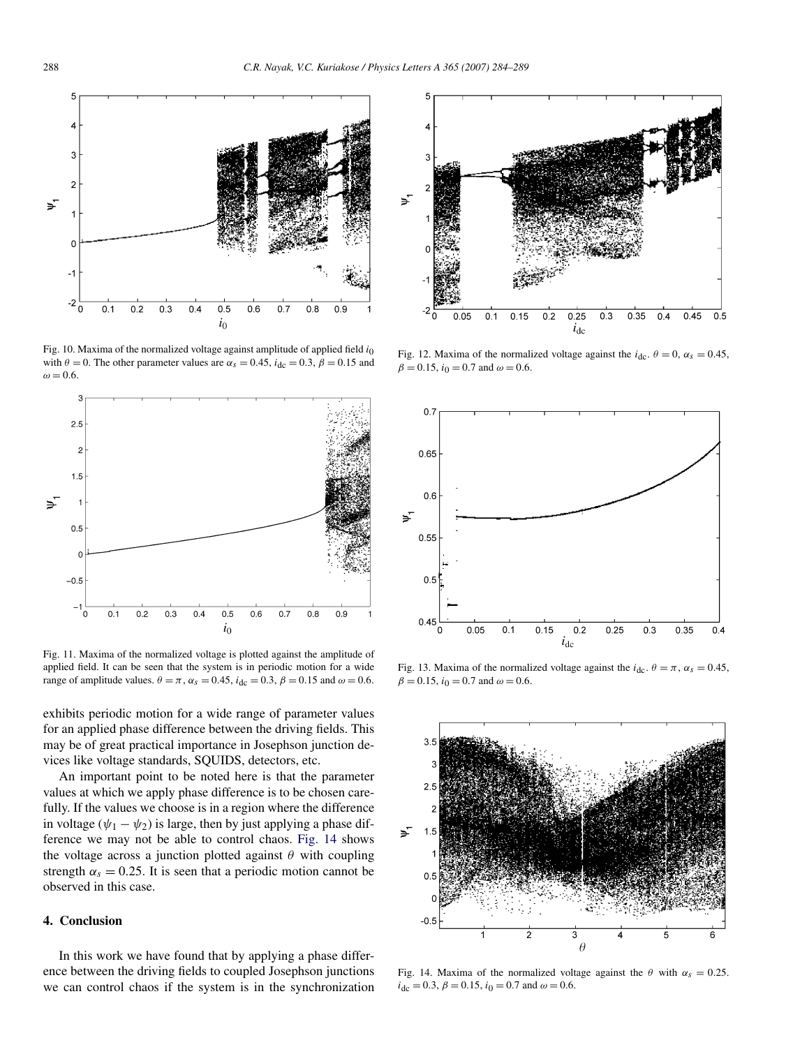Fig. 10. Maxima of the normalized voltage against amplitude of applied field $i_0$ with $\theta = 0$. The other parameter values are $\alpha_s = 0.45$, $i_{\text{dc}} = 0.3$, $\beta = 0.15$ and $\omega = 0.6$.

Fig. 11. Maxima of the normalized voltage is plotted against the amplitude of applied field. It can be seen that the system is in periodic motion for a wide range of amplitude values. $\theta = \pi$, $\alpha_s = 0.45$, $i_{\text{dc}} = 0.3$, $\beta = 0.15$ and $\omega = 0.6$.

Fig. 12. Maxima of the normalized voltage against the $i_{\text{dc}}$. $\theta = 0$, $\alpha_s = 0.45$, $\beta = 0.15$, $i_0 = 0.7$ and $\omega = 0.6$.

Fig. 13. Maxima of the normalized voltage against the $i_{\text{dc}}$. $\theta = \pi$, $\alpha_s = 0.45$, $\beta = 0.15$, $i_0 = 0.7$ and $\omega = 0.6$.

Fig. 14. Maxima of the normalized voltage against the $\theta$ with $\alpha_s = 0.25$. $i_{\text{dc}} = 0.3$, $\beta = 0.15$, $i_0 = 0.7$ and $\omega = 0.6$.

exhibits periodic motion for a wide range of parameter values for an applied phase difference between the driving fields. This may be of great practical importance in Josephson junction devices like voltage standards, SQUIDS, detectors, etc.

An important point to be noted here is that the parameter values at which we apply phase difference is to be chosen carefully. If the values we choose is in a region where the difference in voltage ($\psi_1 - \psi_2$) is large, then by just applying a phase difference we may not be able to control chaos. Fig. 14 shows the voltage across a junction plotted against $\theta$ with coupling strength $\alpha_s = 0.25$. It is seen that a periodic motion cannot be observed in this case.

## 4. Conclusion

In this work we have found that by applying a phase difference between the driving fields to coupled Josephson junctions we can control chaos if the system is in the synchronization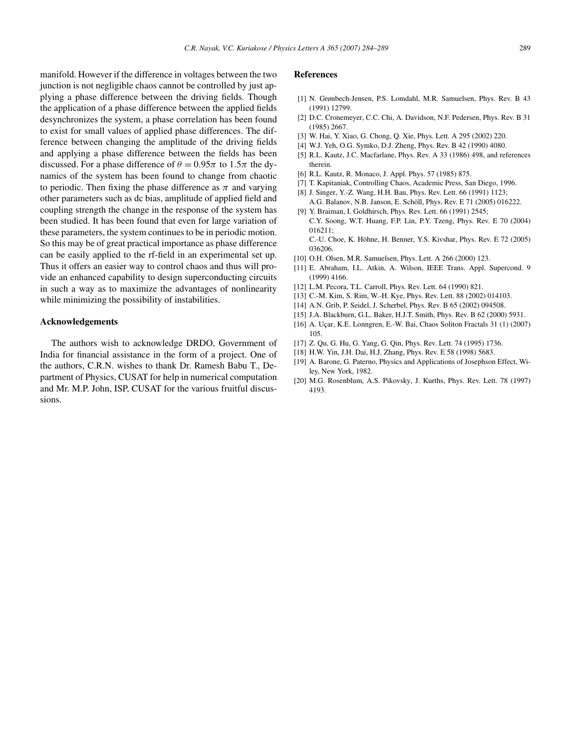manifold. However if the difference in voltages between the two junction is not negligible chaos cannot be controlled by just applying a phase difference between the driving fields. Though the application of a phase difference between the applied fields desynchronizes the system, a phase correlation has been found to exist for small values of applied phase differences. The difference between changing the amplitude of the driving fields and applying a phase difference between the fields has been discussed. For a phase difference of $\theta = 0.95\pi$ to $1.5\pi$ the dynamics of the system has been found to change from chaotic to periodic. Then fixing the phase difference as $\pi$ and varying other parameters such as dc bias, amplitude of applied field and coupling strength the change in the response of the system has been studied. It has been found that even for large variation of these parameters, the system continues to be in periodic motion. So this may be of great practical importance as phase difference can be easily applied to the rf-field in an experimental set up. Thus it offers an easier way to control chaos and thus will provide an enhanced capability to design superconducting circuits in such a way as to maximize the advantages of nonlinearity while minimizing the possibility of instabilities.

## Acknowledgements

The authors wish to acknowledge DRDO, Government of India for financial assistance in the form of a project. One of the authors, C.R.N. wishes to thank Dr. Ramesh Babu T., Department of Physics, CUSAT for help in numerical computation and Mr. M.P. John, ISP, CUSAT for the various fruitful discussions.

## References

[1] N. Grønbech-Jensen, P.S. Lomdahl, M.R. Samuelsen, Phys. Rev. B 43 (1991) 12799.

[2] D.C. Cronemeyer, C.C. Chi, A. Davidson, N.F. Pedersen, Phys. Rev. B 31 (1985) 2667.

[3] W. Hai, Y. Xiao, G. Chong, Q. Xie, Phys. Lett. A 295 (2002) 220.

[4] W.J. Yeh, O.G. Symko, D.J. Zheng, Phys. Rev. B 42 (1990) 4080.

[5] R.L. Kautz, J.C. Macfarlane, Phys. Rev. A 33 (1986) 498, and references therein.

[6] R.L. Kautz, R. Monaco, J. Appl. Phys. 57 (1985) 875.

[7] T. Kapitaniak, Controlling Chaos, Academic Press, San Diego, 1996.

[8] J. Singer, Y.-Z. Wang, H.H. Bau, Phys. Rev. Lett. 66 (1991) 1123; A.G. Balanov, N.B. Janson, E. Schöll, Phys. Rev. E 71 (2005) 016222.

[9] Y. Braiman, I. Goldhirsch, Phys. Rev. Lett. 66 (1991) 2545; C.Y. Soong, W.T. Huang, F.P. Lin, P.Y. Tzeng, Phys. Rev. E 70 (2004) 016211; C.-U. Choe, K. Höhne, H. Benner, Y.S. Kivshar, Phys. Rev. E 72 (2005) 036206.

[10] O.H. Olsen, M.R. Samuelsen, Phys. Lett. A 266 (2000) 123.

[11] E. Abraham, I.L. Atkin, A. Wilson, IEEE Trans. Appl. Supercond. 9 (1999) 4166.

[12] L.M. Pecora, T.L. Carroll, Phys. Rev. Lett. 64 (1990) 821.

[13] C.-M. Kim, S. Rim, W.-H. Kye, Phys. Rev. Lett. 88 (2002) 014103.

[14] A.N. Grib, P. Seidel, J. Scherbel, Phys. Rev. B 65 (2002) 094508.

[15] J.A. Blackburn, G.L. Baker, H.J.T. Smith, Phys. Rev. B 62 (2000) 5931.

[16] A. Uçar, K.E. Lonngren, E.-W. Bai, Chaos Soliton Fractals 31 (1) (2007) 105.

[17] Z. Qu, G. Hu, G. Yang, G. Qin, Phys. Rev. Lett. 74 (1995) 1736.

[18] H.W. Yin, J.H. Dai, H.J. Zhang, Phys. Rev. E 58 (1998) 5683.

[19] A. Barone, G. Paterno, Physics and Applications of Josephson Effect, Wiley, New York, 1982.

[20] M.G. Rosenblum, A.S. Pikovsky, J. Kurths, Phys. Rev. Lett. 78 (1997) 4193.